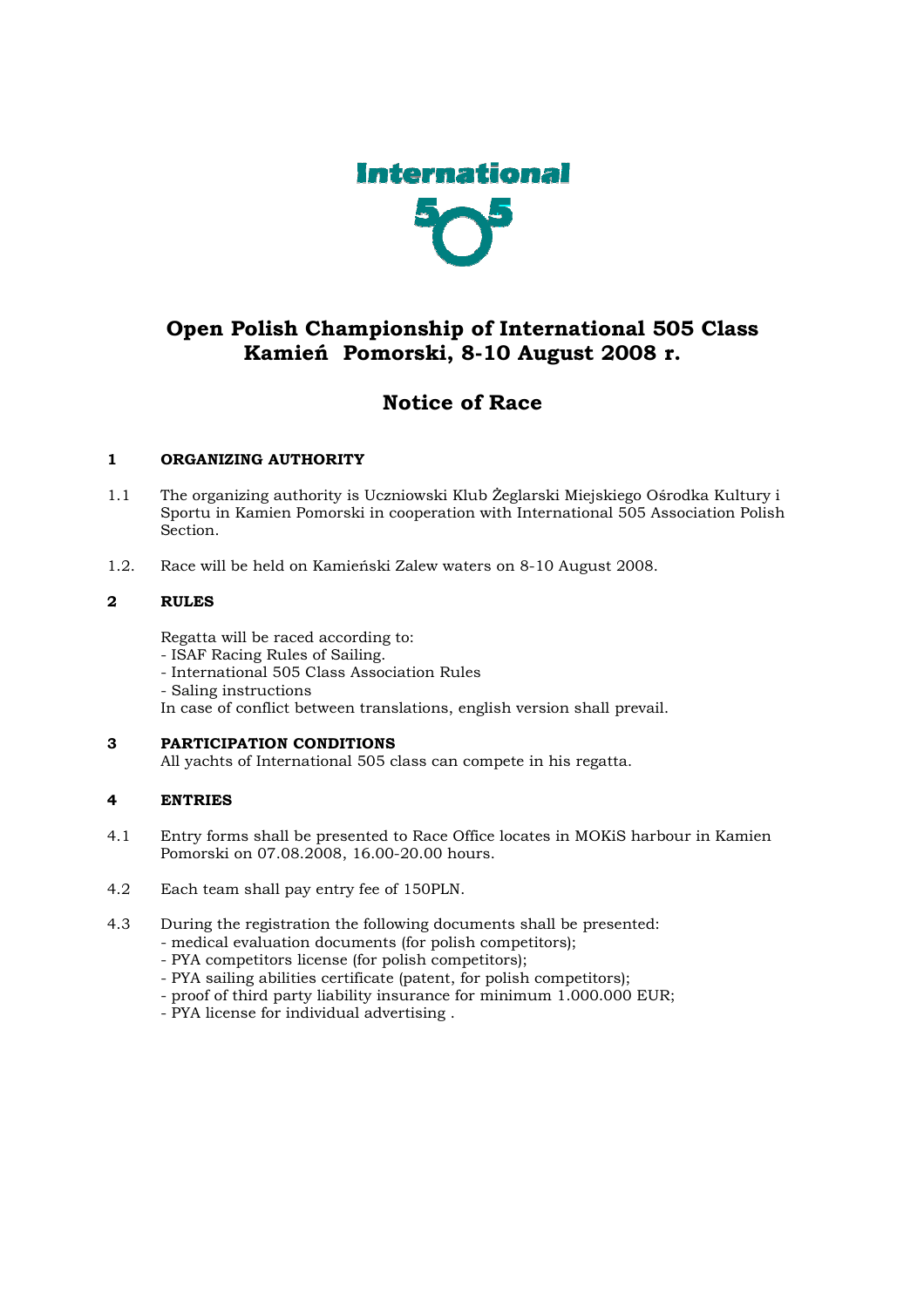International 505

# Open Polish Championship of International 505 Class
# Kamień Pomorski, 8-10 August 2008 r.

## Notice of Race

### 1 ORGANIZING AUTHORITY

1.1 The organizing authority is Uczniowski Klub Żeglarski Miejskiego Ośrodka Kultury i Sportu in Kamien Pomorski in cooperation with International 505 Association Polish Section.

1.2. Race will be held on Kamieński Zalew waters on 8-10 August 2008.

### 2 RULES

Regatta will be raced according to:
- ISAF Racing Rules of Sailing.
- International 505 Class Association Rules
- Saling instructions

In case of conflict between translations, english version shall prevail.

### 3 PARTICIPATION CONDITIONS

All yachts of International 505 class can compete in his regatta.

### 4 ENTRIES

4.1 Entry forms shall be presented to Race Office locates in MOKiS harbour in Kamien Pomorski on 07.08.2008, 16.00-20.00 hours.

4.2 Each team shall pay entry fee of 150PLN.

4.3 During the registration the following documents shall be presented:
- medical evaluation documents (for polish competitors);
- PYA competitors license (for polish competitors);
- PYA sailing abilities certificate (patent, for polish competitors);
- proof of third party liability insurance for minimum 1.000.000 EUR;
- PYA license for individual advertising .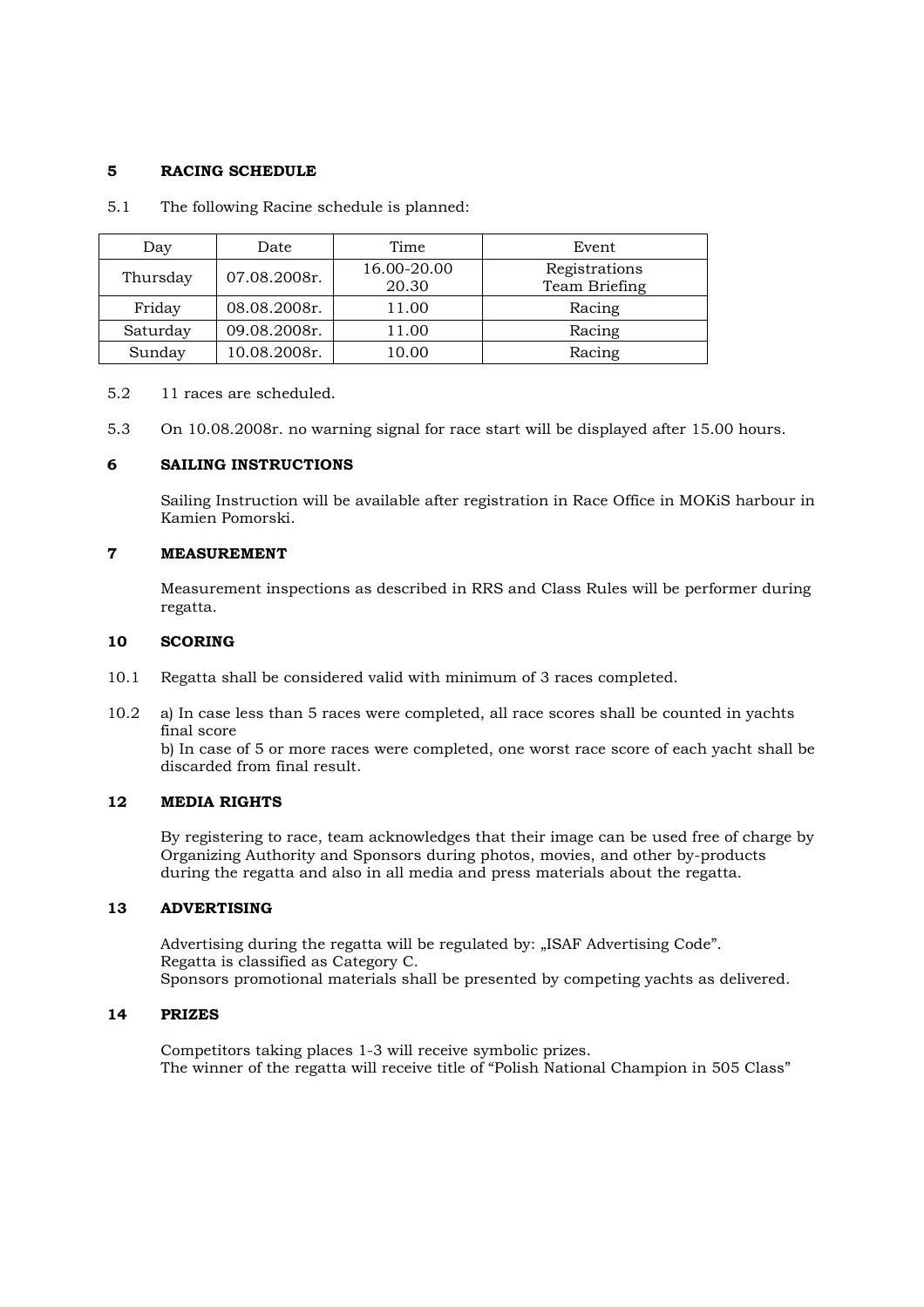## 5 RACING SCHEDULE

5.1 The following Racine schedule is planned:

| Day | Date | Time | Event |
|---|---|---|---|
| Thursday | 07.08.2008r. | 16.00-20.00<br>20.30 | Registrations<br>Team Briefing |
| Friday | 08.08.2008r. | 11.00 | Racing |
| Saturday | 09.08.2008r. | 11.00 | Racing |
| Sunday | 10.08.2008r. | 10.00 | Racing |

5.2 11 races are scheduled.

5.3 On 10.08.2008r. no warning signal for race start will be displayed after 15.00 hours.

## 6 SAILING INSTRUCTIONS

Sailing Instruction will be available after registration in Race Office in MOKiS harbour in Kamien Pomorski.

## 7 MEASUREMENT

Measurement inspections as described in RRS and Class Rules will be performer during regatta.

## 10 SCORING

10.1 Regatta shall be considered valid with minimum of 3 races completed.

10.2 a) In case less than 5 races were completed, all race scores shall be counted in yachts final score
b) In case of 5 or more races were completed, one worst race score of each yacht shall be discarded from final result.

## 12 MEDIA RIGHTS

By registering to race, team acknowledges that their image can be used free of charge by Organizing Authority and Sponsors during photos, movies, and other by-products during the regatta and also in all media and press materials about the regatta.

## 13 ADVERTISING

Advertising during the regatta will be regulated by: „ISAF Advertising Code".
Regatta is classified as Category C.
Sponsors promotional materials shall be presented by competing yachts as delivered.

## 14 PRIZES

Competitors taking places 1-3 will receive symbolic prizes.
The winner of the regatta will receive title of "Polish National Champion in 505 Class"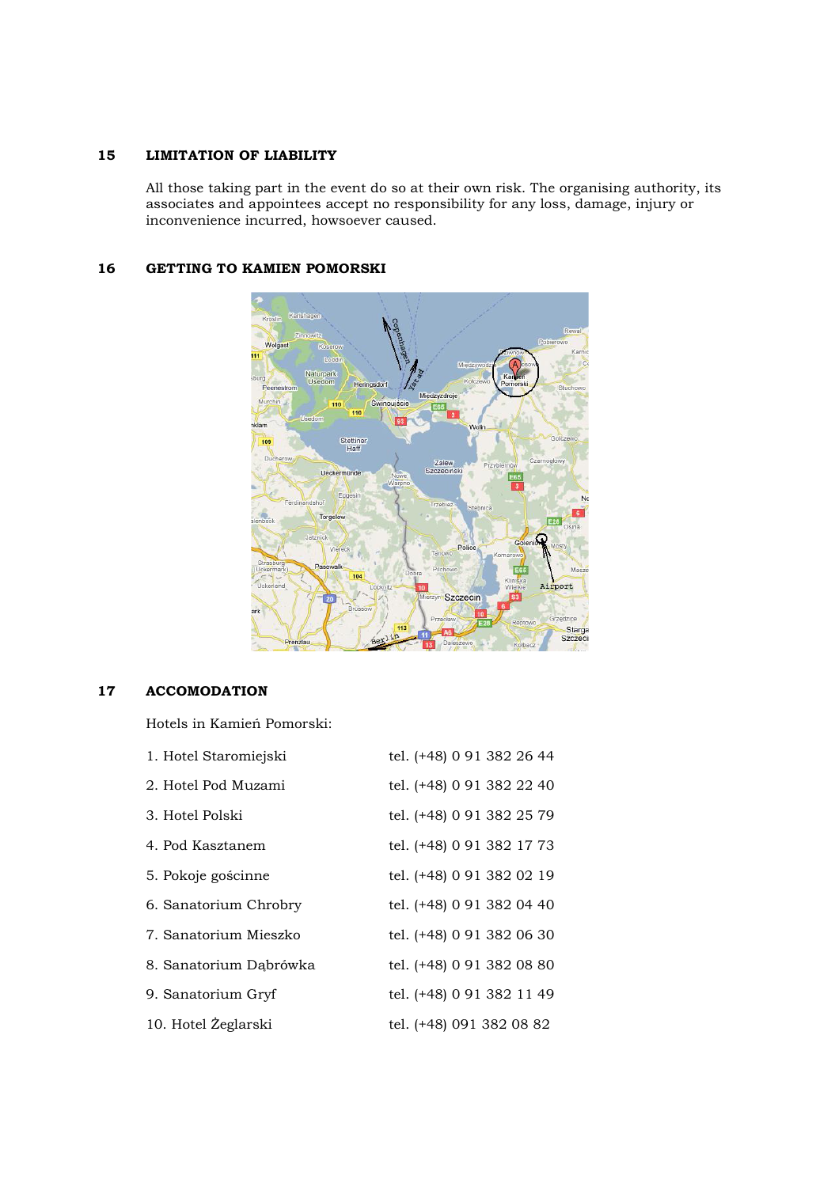## 15 LIMITATION OF LIABILITY

All those taking part in the event do so at their own risk. The organising authority, its associates and appointees accept no responsibility for any loss, damage, injury or inconvenience incurred, howsoever caused.

## 16 GETTING TO KAMIEN POMORSKI

## 17 ACCOMODATION

Hotels in Kamień Pomorski:

| | |
|---|---|
| 1. Hotel Staromiejski | tel. (+48) 0 91 382 26 44 |
| 2. Hotel Pod Muzami | tel. (+48) 0 91 382 22 40 |
| 3. Hotel Polski | tel. (+48) 0 91 382 25 79 |
| 4. Pod Kasztanem | tel. (+48) 0 91 382 17 73 |
| 5. Pokoje gościnne | tel. (+48) 0 91 382 02 19 |
| 6. Sanatorium Chrobry | tel. (+48) 0 91 382 04 40 |
| 7. Sanatorium Mieszko | tel. (+48) 0 91 382 06 30 |
| 8. Sanatorium Dąbrówka | tel. (+48) 0 91 382 08 80 |
| 9. Sanatorium Gryf | tel. (+48) 0 91 382 11 49 |
| 10. Hotel Żeglarski | tel. (+48) 091 382 08 82 |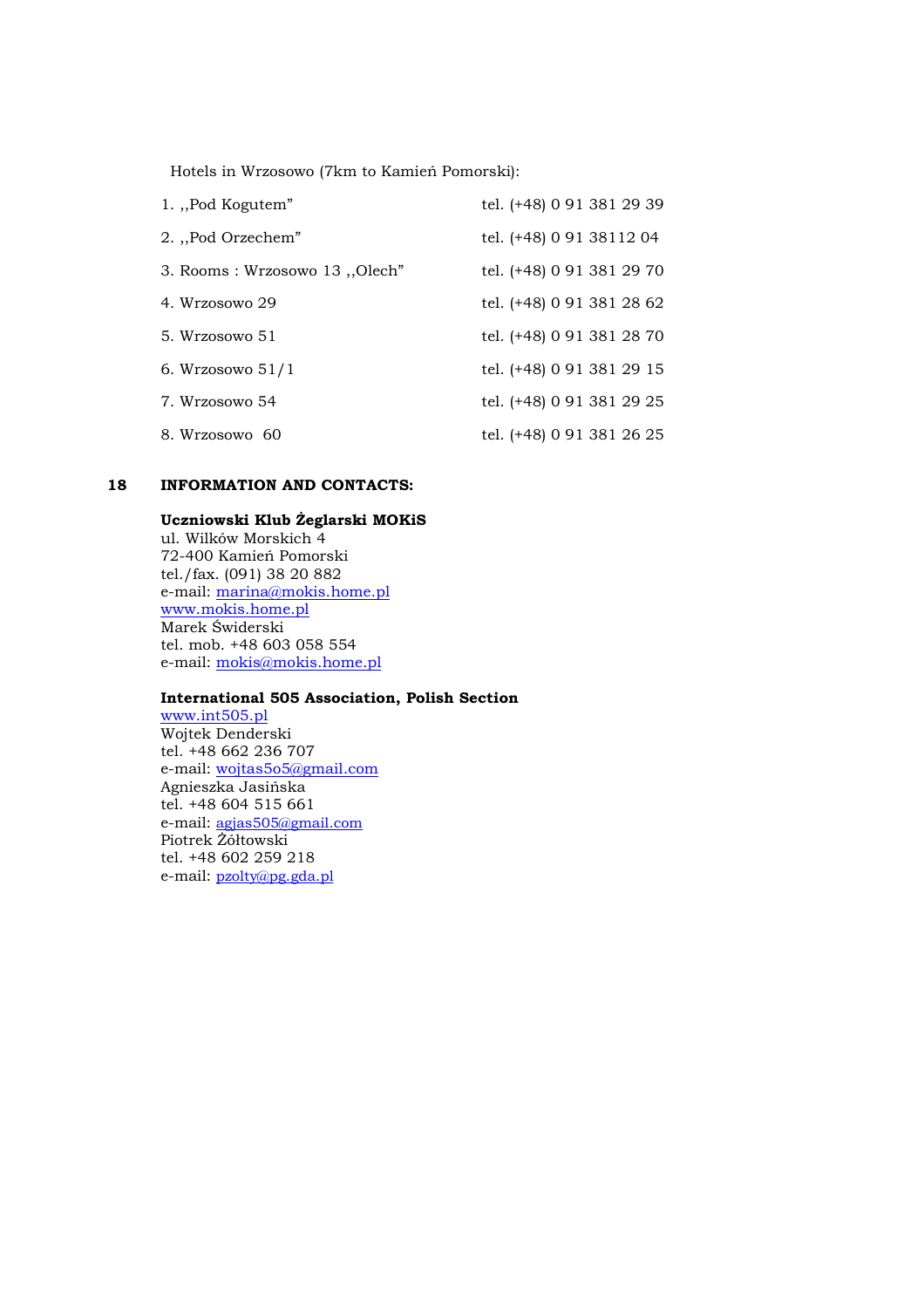Hotels in Wrzosowo (7km to Kamień Pomorski):

| | |
|---|---|
| 1. ,,Pod Kogutem” | tel. (+48) 0 91 381 29 39 |
| 2. ,,Pod Orzechem” | tel. (+48) 0 91 38112 04 |
| 3. Rooms : Wrzosowo 13 ,,Olech” | tel. (+48) 0 91 381 29 70 |
| 4. Wrzosowo 29 | tel. (+48) 0 91 381 28 62 |
| 5. Wrzosowo 51 | tel. (+48) 0 91 381 28 70 |
| 6. Wrzosowo 51/1 | tel. (+48) 0 91 381 29 15 |
| 7. Wrzosowo 54 | tel. (+48) 0 91 381 29 25 |
| 8. Wrzosowo 60 | tel. (+48) 0 91 381 26 25 |

## 18 INFORMATION AND CONTACTS:

**Uczniowski Klub Żeglarski MOKiS**
ul. Wilków Morskich 4
72-400 Kamień Pomorski
tel./fax. (091) 38 20 882
e-mail: marina@mokis.home.pl
www.mokis.home.pl
Marek Świderski
tel. mob. +48 603 058 554
e-mail: mokis@mokis.home.pl

**International 505 Association, Polish Section**
www.int505.pl
Wojtek Denderski
tel. +48 662 236 707
e-mail: wojtas5o5@gmail.com
Agnieszka Jasińska
tel. +48 604 515 661
e-mail: agjas505@gmail.com
Piotrek Żółtowski
tel. +48 602 259 218
e-mail: pzolty@pg.gda.pl